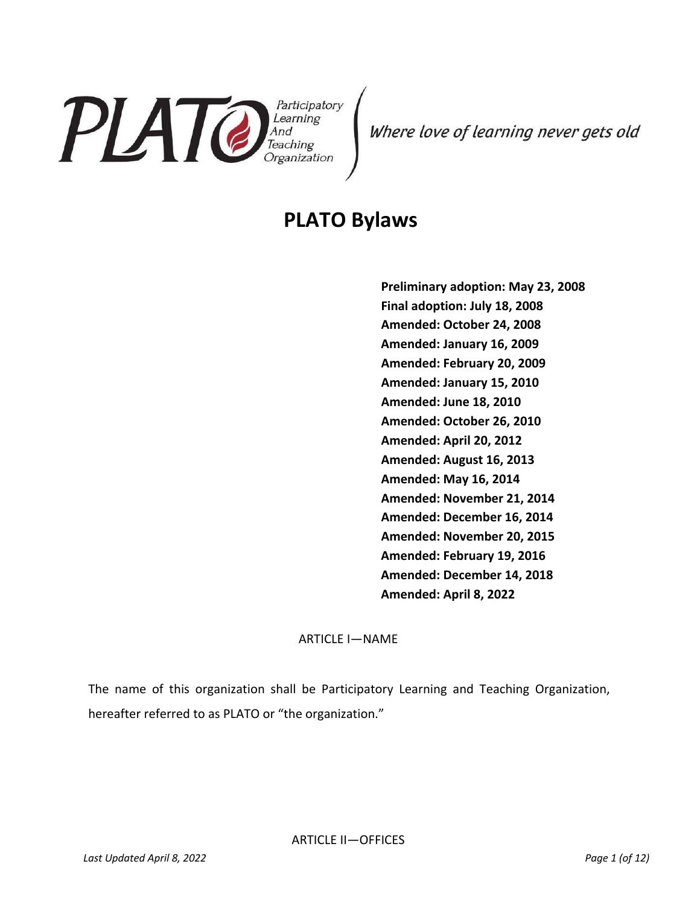PLATO Participatory Learning And Teaching Organization

*Where love of learning never gets old*

# PLATO Bylaws

**Preliminary adoption: May 23, 2008**
**Final adoption: July 18, 2008**
**Amended: October 24, 2008**
**Amended: January 16, 2009**
**Amended: February 20, 2009**
**Amended: January 15, 2010**
**Amended: June 18, 2010**
**Amended: October 26, 2010**
**Amended: April 20, 2012**
**Amended: August 16, 2013**
**Amended: May 16, 2014**
**Amended: November 21, 2014**
**Amended: December 16, 2014**
**Amended: November 20, 2015**
**Amended: February 19, 2016**
**Amended: December 14, 2018**
**Amended: April 8, 2022**

## ARTICLE I—NAME

The name of this organization shall be Participatory Learning and Teaching Organization, hereafter referred to as PLATO or "the organization."

## ARTICLE II—OFFICES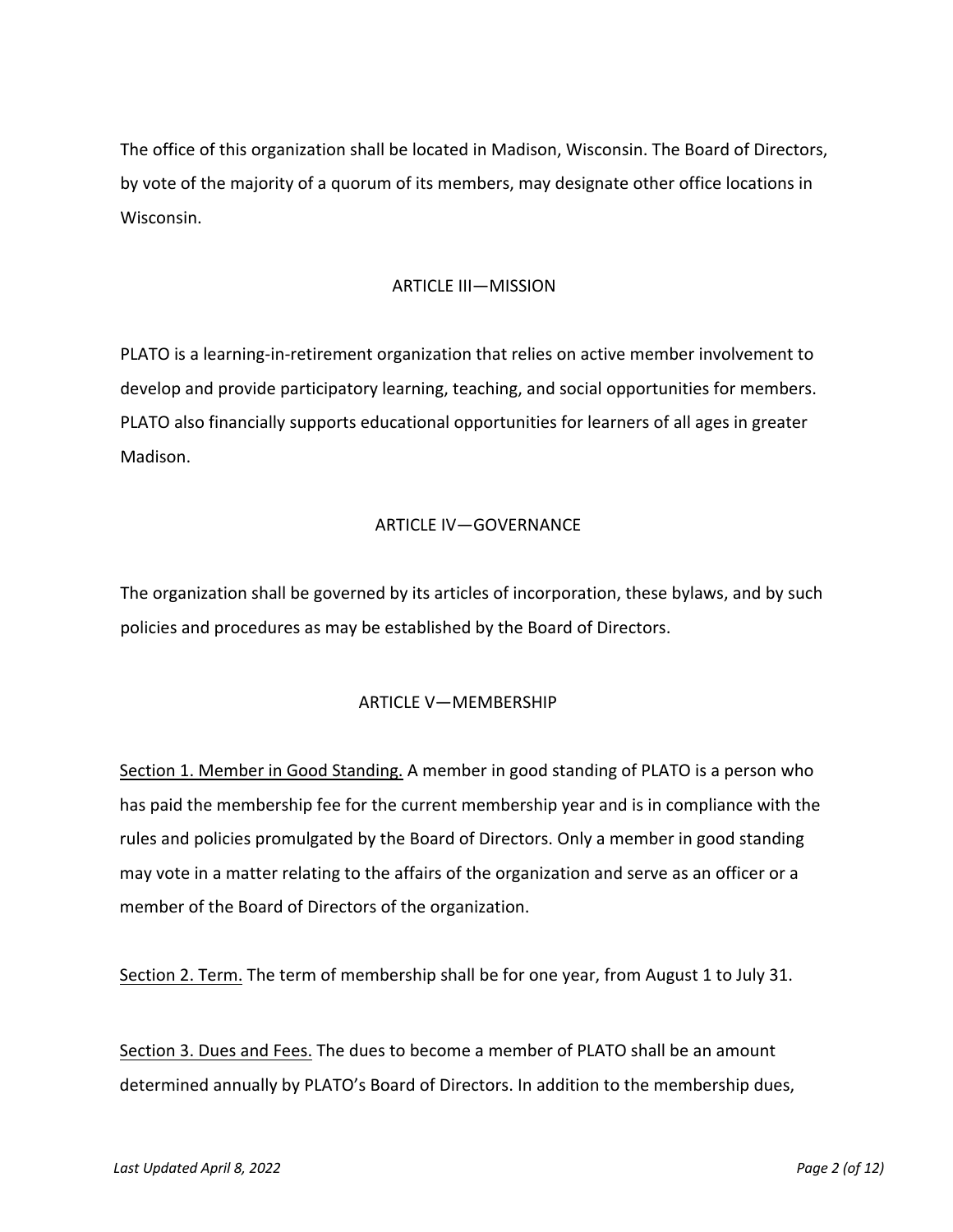The office of this organization shall be located in Madison, Wisconsin. The Board of Directors, by vote of the majority of a quorum of its members, may designate other office locations in Wisconsin.

## ARTICLE III—MISSION

PLATO is a learning-in-retirement organization that relies on active member involvement to develop and provide participatory learning, teaching, and social opportunities for members. PLATO also financially supports educational opportunities for learners of all ages in greater Madison.

## ARTICLE IV—GOVERNANCE

The organization shall be governed by its articles of incorporation, these bylaws, and by such policies and procedures as may be established by the Board of Directors.

## ARTICLE V—MEMBERSHIP

<u>Section 1. Member in Good Standing.</u> A member in good standing of PLATO is a person who has paid the membership fee for the current membership year and is in compliance with the rules and policies promulgated by the Board of Directors. Only a member in good standing may vote in a matter relating to the affairs of the organization and serve as an officer or a member of the Board of Directors of the organization.

<u>Section 2. Term.</u> The term of membership shall be for one year, from August 1 to July 31.

<u>Section 3. Dues and Fees.</u> The dues to become a member of PLATO shall be an amount determined annually by PLATO's Board of Directors. In addition to the membership dues,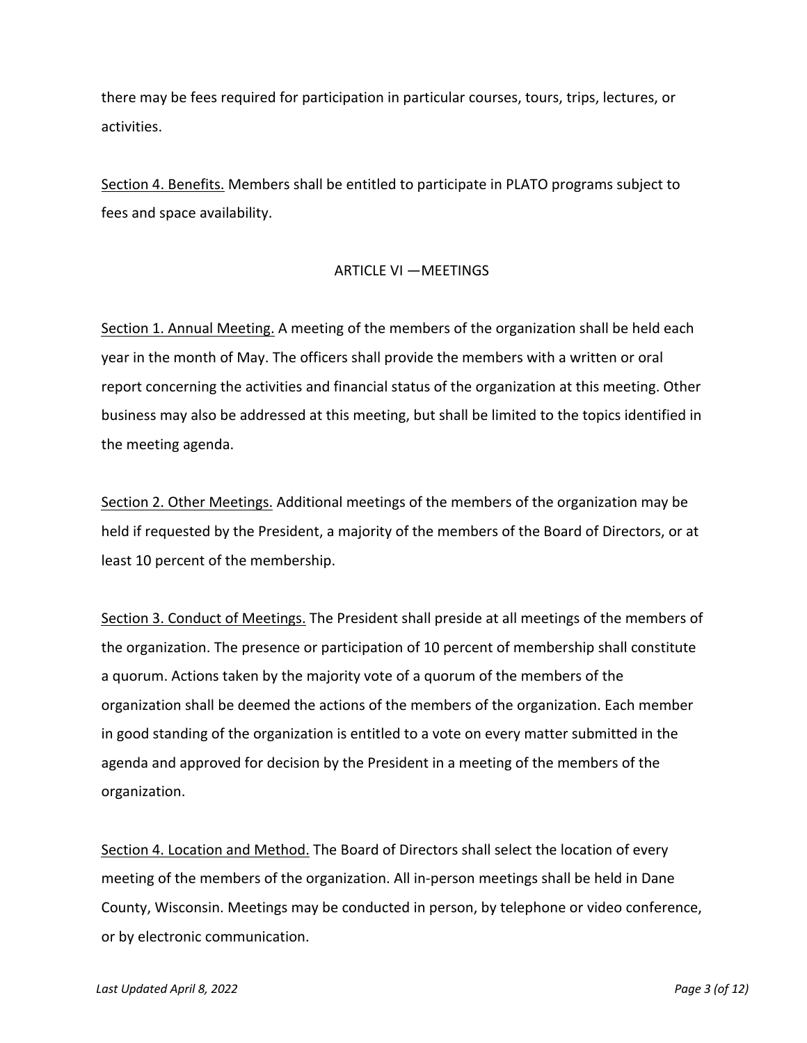there may be fees required for participation in particular courses, tours, trips, lectures, or activities.

Section 4. Benefits. Members shall be entitled to participate in PLATO programs subject to fees and space availability.

## ARTICLE VI —MEETINGS

Section 1. Annual Meeting. A meeting of the members of the organization shall be held each year in the month of May. The officers shall provide the members with a written or oral report concerning the activities and financial status of the organization at this meeting. Other business may also be addressed at this meeting, but shall be limited to the topics identified in the meeting agenda.

Section 2. Other Meetings. Additional meetings of the members of the organization may be held if requested by the President, a majority of the members of the Board of Directors, or at least 10 percent of the membership.

Section 3. Conduct of Meetings. The President shall preside at all meetings of the members of the organization. The presence or participation of 10 percent of membership shall constitute a quorum. Actions taken by the majority vote of a quorum of the members of the organization shall be deemed the actions of the members of the organization. Each member in good standing of the organization is entitled to a vote on every matter submitted in the agenda and approved for decision by the President in a meeting of the members of the organization.

Section 4. Location and Method. The Board of Directors shall select the location of every meeting of the members of the organization. All in-person meetings shall be held in Dane County, Wisconsin. Meetings may be conducted in person, by telephone or video conference, or by electronic communication.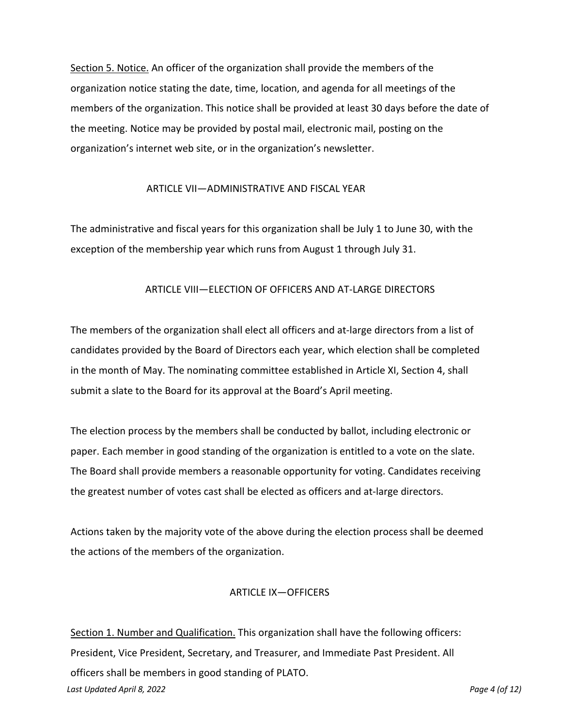Section 5. Notice. An officer of the organization shall provide the members of the organization notice stating the date, time, location, and agenda for all meetings of the members of the organization. This notice shall be provided at least 30 days before the date of the meeting. Notice may be provided by postal mail, electronic mail, posting on the organization's internet web site, or in the organization's newsletter.

## ARTICLE VII—ADMINISTRATIVE AND FISCAL YEAR

The administrative and fiscal years for this organization shall be July 1 to June 30, with the exception of the membership year which runs from August 1 through July 31.

## ARTICLE VIII—ELECTION OF OFFICERS AND AT-LARGE DIRECTORS

The members of the organization shall elect all officers and at-large directors from a list of candidates provided by the Board of Directors each year, which election shall be completed in the month of May. The nominating committee established in Article XI, Section 4, shall submit a slate to the Board for its approval at the Board's April meeting.

The election process by the members shall be conducted by ballot, including electronic or paper. Each member in good standing of the organization is entitled to a vote on the slate. The Board shall provide members a reasonable opportunity for voting. Candidates receiving the greatest number of votes cast shall be elected as officers and at-large directors.

Actions taken by the majority vote of the above during the election process shall be deemed the actions of the members of the organization.

## ARTICLE IX—OFFICERS

Section 1. Number and Qualification. This organization shall have the following officers: President, Vice President, Secretary, and Treasurer, and Immediate Past President. All officers shall be members in good standing of PLATO.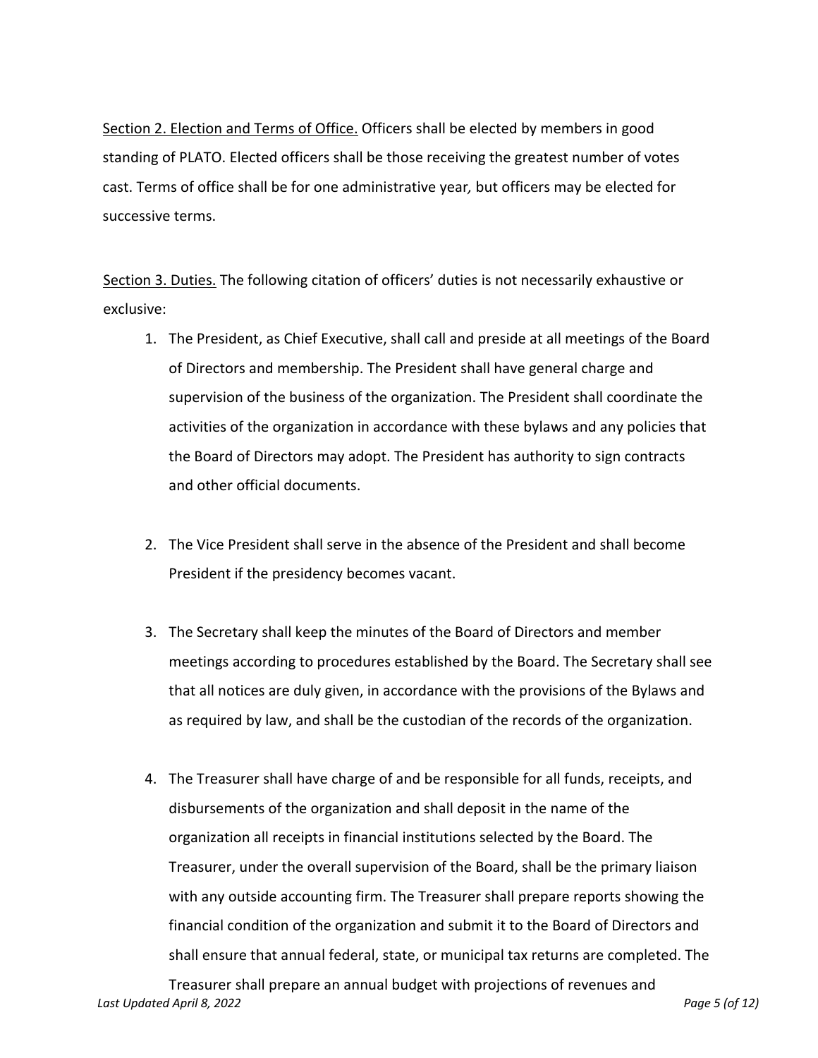Section 2. Election and Terms of Office. Officers shall be elected by members in good standing of PLATO. Elected officers shall be those receiving the greatest number of votes cast. Terms of office shall be for one administrative year, but officers may be elected for successive terms.

Section 3. Duties. The following citation of officers' duties is not necessarily exhaustive or exclusive:

1. The President, as Chief Executive, shall call and preside at all meetings of the Board of Directors and membership. The President shall have general charge and supervision of the business of the organization. The President shall coordinate the activities of the organization in accordance with these bylaws and any policies that the Board of Directors may adopt. The President has authority to sign contracts and other official documents.

2. The Vice President shall serve in the absence of the President and shall become President if the presidency becomes vacant.

3. The Secretary shall keep the minutes of the Board of Directors and member meetings according to procedures established by the Board. The Secretary shall see that all notices are duly given, in accordance with the provisions of the Bylaws and as required by law, and shall be the custodian of the records of the organization.

4. The Treasurer shall have charge of and be responsible for all funds, receipts, and disbursements of the organization and shall deposit in the name of the organization all receipts in financial institutions selected by the Board. The Treasurer, under the overall supervision of the Board, shall be the primary liaison with any outside accounting firm. The Treasurer shall prepare reports showing the financial condition of the organization and submit it to the Board of Directors and shall ensure that annual federal, state, or municipal tax returns are completed. The Treasurer shall prepare an annual budget with projections of revenues and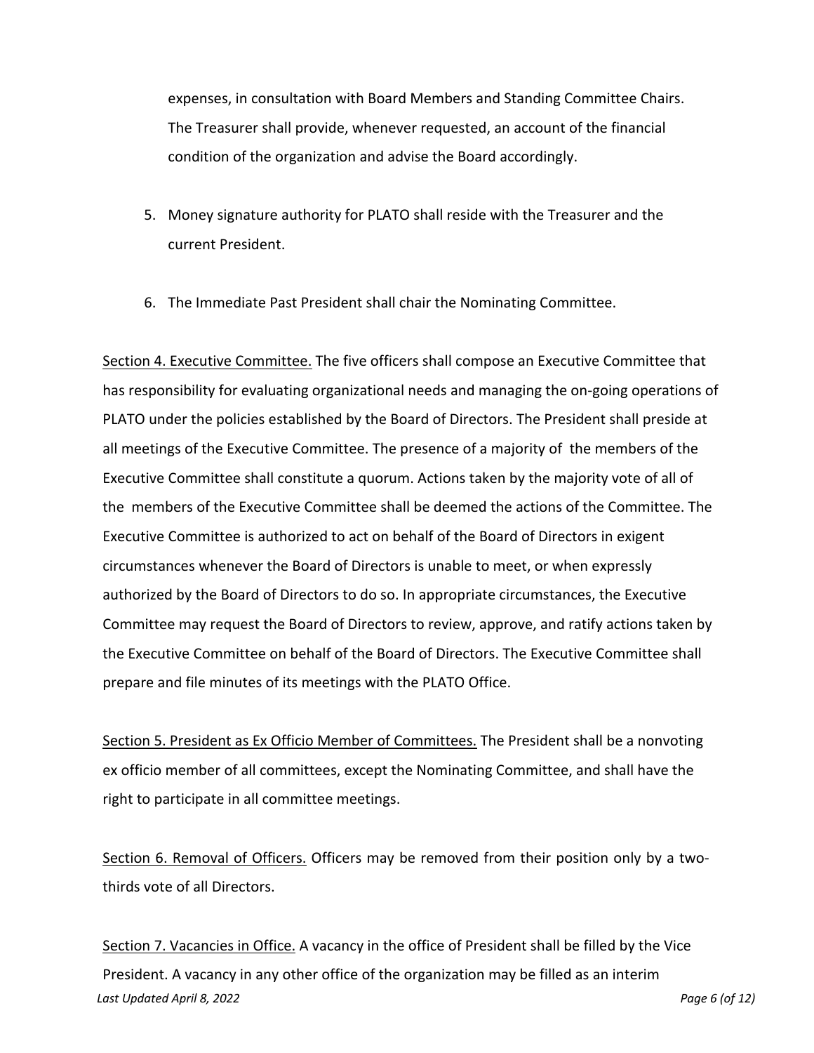expenses, in consultation with Board Members and Standing Committee Chairs. The Treasurer shall provide, whenever requested, an account of the financial condition of the organization and advise the Board accordingly.

5. Money signature authority for PLATO shall reside with the Treasurer and the current President.

6. The Immediate Past President shall chair the Nominating Committee.

Section 4. Executive Committee. The five officers shall compose an Executive Committee that has responsibility for evaluating organizational needs and managing the on-going operations of PLATO under the policies established by the Board of Directors. The President shall preside at all meetings of the Executive Committee. The presence of a majority of the members of the Executive Committee shall constitute a quorum. Actions taken by the majority vote of all of the members of the Executive Committee shall be deemed the actions of the Committee. The Executive Committee is authorized to act on behalf of the Board of Directors in exigent circumstances whenever the Board of Directors is unable to meet, or when expressly authorized by the Board of Directors to do so. In appropriate circumstances, the Executive Committee may request the Board of Directors to review, approve, and ratify actions taken by the Executive Committee on behalf of the Board of Directors. The Executive Committee shall prepare and file minutes of its meetings with the PLATO Office.

Section 5. President as Ex Officio Member of Committees. The President shall be a nonvoting ex officio member of all committees, except the Nominating Committee, and shall have the right to participate in all committee meetings.

Section 6. Removal of Officers. Officers may be removed from their position only by a two-thirds vote of all Directors.

Section 7. Vacancies in Office. A vacancy in the office of President shall be filled by the Vice President. A vacancy in any other office of the organization may be filled as an interim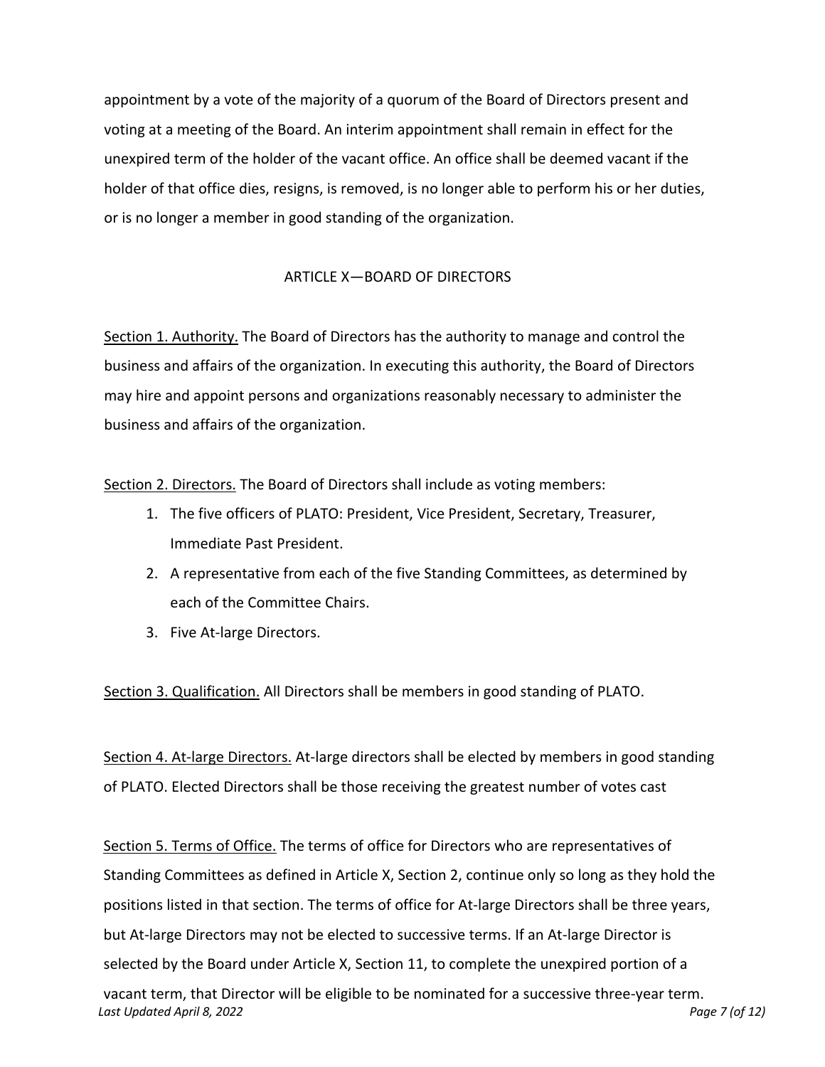appointment by a vote of the majority of a quorum of the Board of Directors present and voting at a meeting of the Board. An interim appointment shall remain in effect for the unexpired term of the holder of the vacant office. An office shall be deemed vacant if the holder of that office dies, resigns, is removed, is no longer able to perform his or her duties, or is no longer a member in good standing of the organization.

## ARTICLE X—BOARD OF DIRECTORS

Section 1. Authority. The Board of Directors has the authority to manage and control the business and affairs of the organization. In executing this authority, the Board of Directors may hire and appoint persons and organizations reasonably necessary to administer the business and affairs of the organization.

Section 2. Directors. The Board of Directors shall include as voting members:

1. The five officers of PLATO: President, Vice President, Secretary, Treasurer, Immediate Past President.
2. A representative from each of the five Standing Committees, as determined by each of the Committee Chairs.
3. Five At-large Directors.

Section 3. Qualification. All Directors shall be members in good standing of PLATO.

Section 4. At-large Directors. At-large directors shall be elected by members in good standing of PLATO. Elected Directors shall be those receiving the greatest number of votes cast

Section 5. Terms of Office. The terms of office for Directors who are representatives of Standing Committees as defined in Article X, Section 2, continue only so long as they hold the positions listed in that section. The terms of office for At-large Directors shall be three years, but At-large Directors may not be elected to successive terms. If an At-large Director is selected by the Board under Article X, Section 11, to complete the unexpired portion of a vacant term, that Director will be eligible to be nominated for a successive three-year term.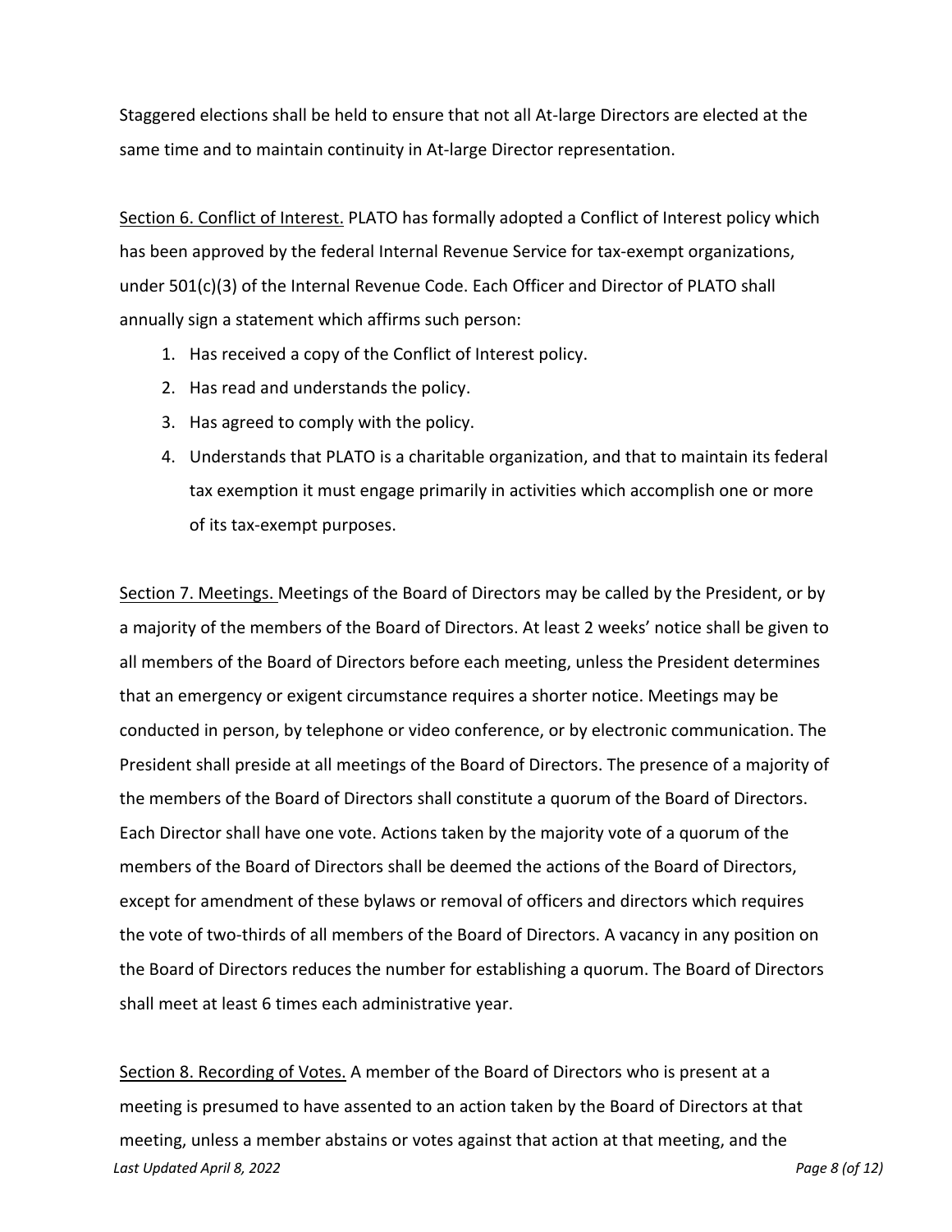Staggered elections shall be held to ensure that not all At-large Directors are elected at the same time and to maintain continuity in At-large Director representation.

Section 6. Conflict of Interest. PLATO has formally adopted a Conflict of Interest policy which has been approved by the federal Internal Revenue Service for tax-exempt organizations, under 501(c)(3) of the Internal Revenue Code. Each Officer and Director of PLATO shall annually sign a statement which affirms such person:

1. Has received a copy of the Conflict of Interest policy.
2. Has read and understands the policy.
3. Has agreed to comply with the policy.
4. Understands that PLATO is a charitable organization, and that to maintain its federal tax exemption it must engage primarily in activities which accomplish one or more of its tax-exempt purposes.

Section 7. Meetings. Meetings of the Board of Directors may be called by the President, or by a majority of the members of the Board of Directors. At least 2 weeks' notice shall be given to all members of the Board of Directors before each meeting, unless the President determines that an emergency or exigent circumstance requires a shorter notice. Meetings may be conducted in person, by telephone or video conference, or by electronic communication. The President shall preside at all meetings of the Board of Directors. The presence of a majority of the members of the Board of Directors shall constitute a quorum of the Board of Directors. Each Director shall have one vote. Actions taken by the majority vote of a quorum of the members of the Board of Directors shall be deemed the actions of the Board of Directors, except for amendment of these bylaws or removal of officers and directors which requires the vote of two-thirds of all members of the Board of Directors. A vacancy in any position on the Board of Directors reduces the number for establishing a quorum. The Board of Directors shall meet at least 6 times each administrative year.

Section 8. Recording of Votes. A member of the Board of Directors who is present at a meeting is presumed to have assented to an action taken by the Board of Directors at that meeting, unless a member abstains or votes against that action at that meeting, and the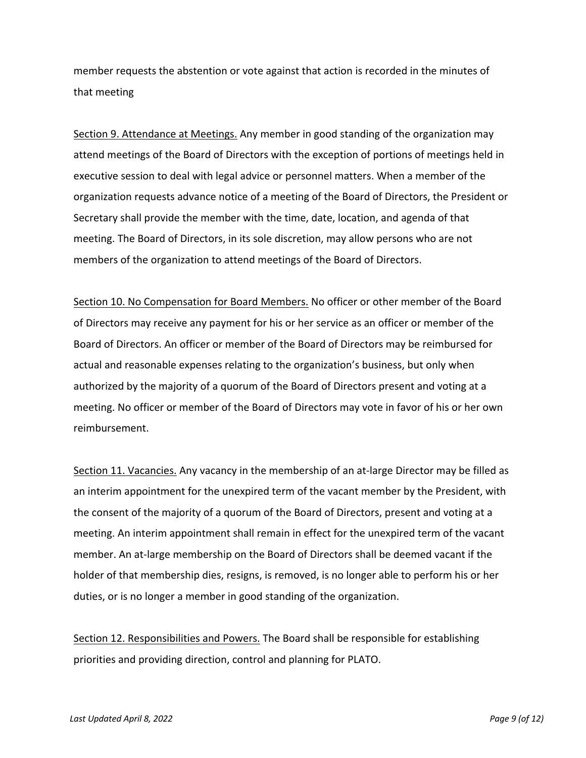member requests the abstention or vote against that action is recorded in the minutes of that meeting

Section 9. Attendance at Meetings. Any member in good standing of the organization may attend meetings of the Board of Directors with the exception of portions of meetings held in executive session to deal with legal advice or personnel matters. When a member of the organization requests advance notice of a meeting of the Board of Directors, the President or Secretary shall provide the member with the time, date, location, and agenda of that meeting. The Board of Directors, in its sole discretion, may allow persons who are not members of the organization to attend meetings of the Board of Directors.

Section 10. No Compensation for Board Members. No officer or other member of the Board of Directors may receive any payment for his or her service as an officer or member of the Board of Directors. An officer or member of the Board of Directors may be reimbursed for actual and reasonable expenses relating to the organization's business, but only when authorized by the majority of a quorum of the Board of Directors present and voting at a meeting. No officer or member of the Board of Directors may vote in favor of his or her own reimbursement.

Section 11. Vacancies. Any vacancy in the membership of an at-large Director may be filled as an interim appointment for the unexpired term of the vacant member by the President, with the consent of the majority of a quorum of the Board of Directors, present and voting at a meeting. An interim appointment shall remain in effect for the unexpired term of the vacant member. An at-large membership on the Board of Directors shall be deemed vacant if the holder of that membership dies, resigns, is removed, is no longer able to perform his or her duties, or is no longer a member in good standing of the organization.

Section 12. Responsibilities and Powers. The Board shall be responsible for establishing priorities and providing direction, control and planning for PLATO.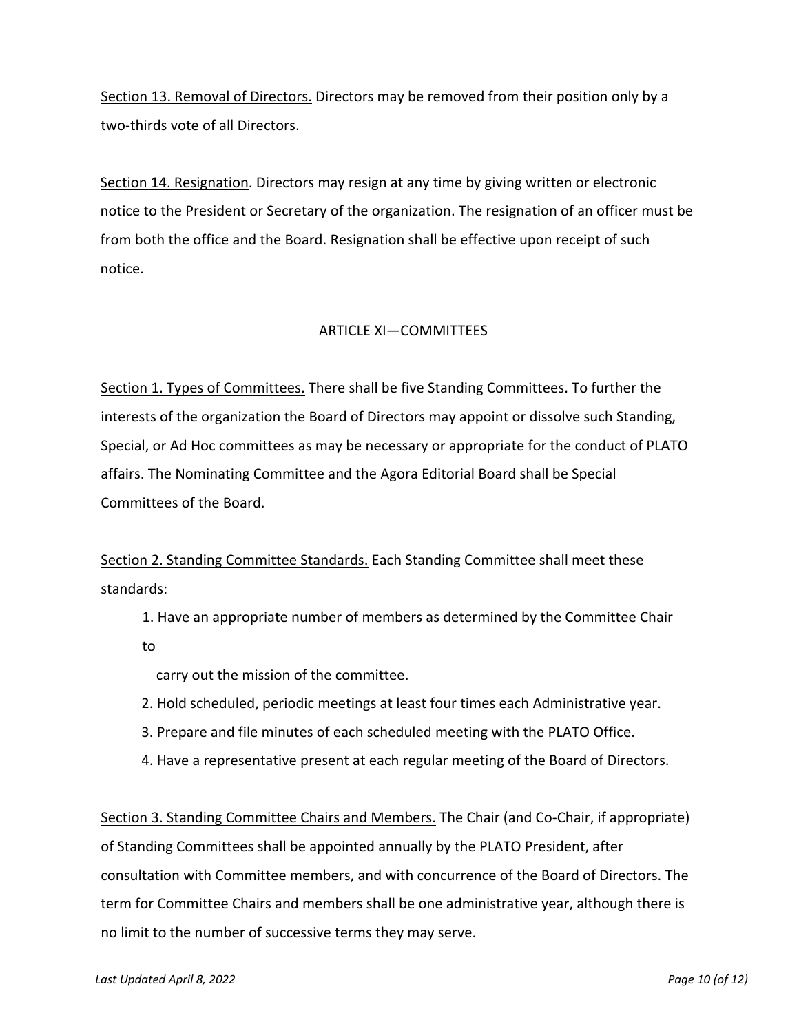<u>Section 13. Removal of Directors.</u> Directors may be removed from their position only by a two-thirds vote of all Directors.

<u>Section 14. Resignation</u>. Directors may resign at any time by giving written or electronic notice to the President or Secretary of the organization. The resignation of an officer must be from both the office and the Board. Resignation shall be effective upon receipt of such notice.

## ARTICLE XI—COMMITTEES

<u>Section 1. Types of Committees.</u> There shall be five Standing Committees. To further the interests of the organization the Board of Directors may appoint or dissolve such Standing, Special, or Ad Hoc committees as may be necessary or appropriate for the conduct of PLATO affairs. The Nominating Committee and the Agora Editorial Board shall be Special Committees of the Board.

<u>Section 2. Standing Committee Standards.</u> Each Standing Committee shall meet these standards:

1. Have an appropriate number of members as determined by the Committee Chair to carry out the mission of the committee.
2. Hold scheduled, periodic meetings at least four times each Administrative year.
3. Prepare and file minutes of each scheduled meeting with the PLATO Office.
4. Have a representative present at each regular meeting of the Board of Directors.

<u>Section 3. Standing Committee Chairs and Members.</u> The Chair (and Co-Chair, if appropriate) of Standing Committees shall be appointed annually by the PLATO President, after consultation with Committee members, and with concurrence of the Board of Directors. The term for Committee Chairs and members shall be one administrative year, although there is no limit to the number of successive terms they may serve.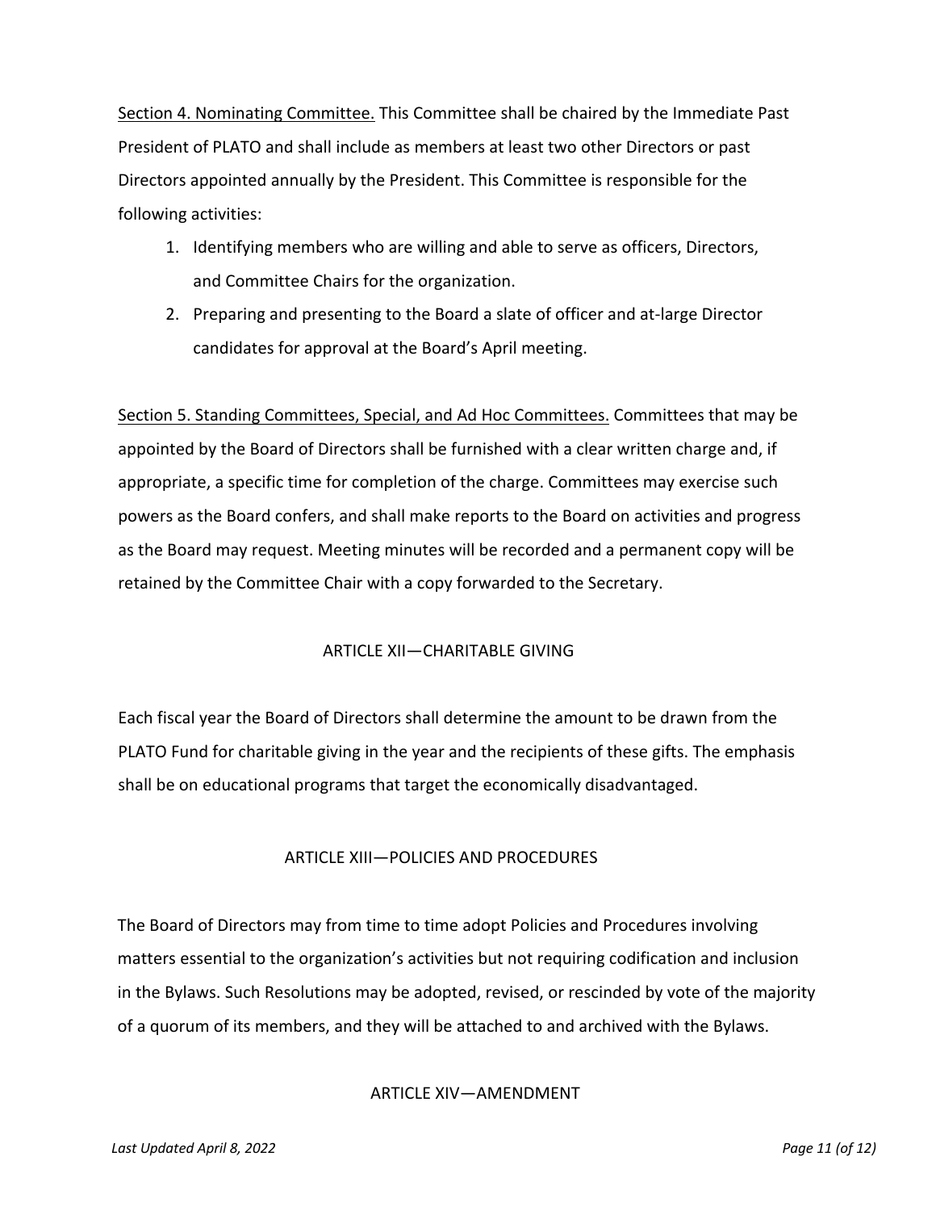<u>Section 4. Nominating Committee.</u> This Committee shall be chaired by the Immediate Past President of PLATO and shall include as members at least two other Directors or past Directors appointed annually by the President. This Committee is responsible for the following activities:

1. Identifying members who are willing and able to serve as officers, Directors, and Committee Chairs for the organization.
2. Preparing and presenting to the Board a slate of officer and at-large Director candidates for approval at the Board's April meeting.

<u>Section 5. Standing Committees, Special, and Ad Hoc Committees.</u> Committees that may be appointed by the Board of Directors shall be furnished with a clear written charge and, if appropriate, a specific time for completion of the charge. Committees may exercise such powers as the Board confers, and shall make reports to the Board on activities and progress as the Board may request. Meeting minutes will be recorded and a permanent copy will be retained by the Committee Chair with a copy forwarded to the Secretary.

## ARTICLE XII—CHARITABLE GIVING

Each fiscal year the Board of Directors shall determine the amount to be drawn from the PLATO Fund for charitable giving in the year and the recipients of these gifts. The emphasis shall be on educational programs that target the economically disadvantaged.

## ARTICLE XIII—POLICIES AND PROCEDURES

The Board of Directors may from time to time adopt Policies and Procedures involving matters essential to the organization's activities but not requiring codification and inclusion in the Bylaws. Such Resolutions may be adopted, revised, or rescinded by vote of the majority of a quorum of its members, and they will be attached to and archived with the Bylaws.

## ARTICLE XIV—AMENDMENT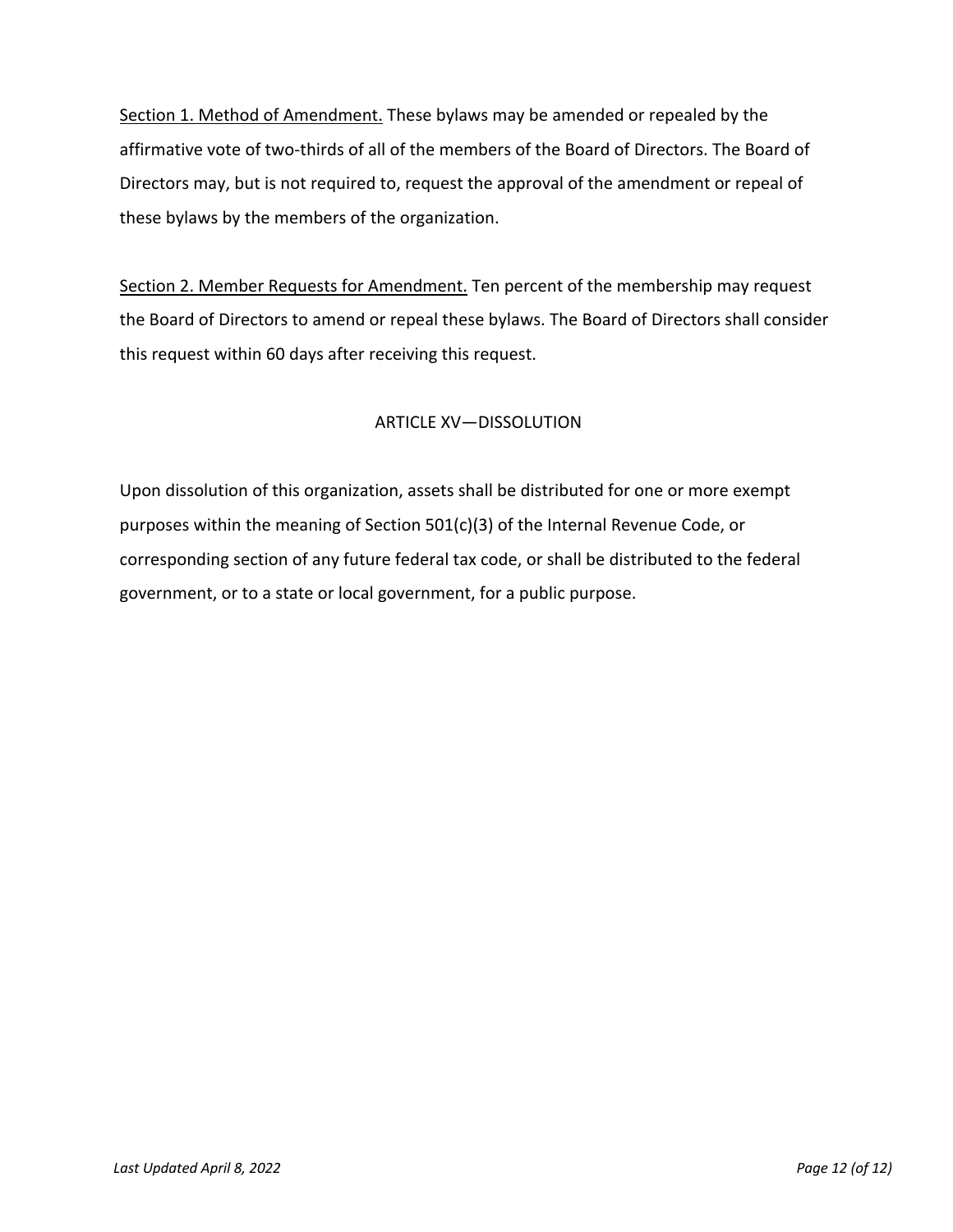<u>Section 1. Method of Amendment.</u> These bylaws may be amended or repealed by the affirmative vote of two-thirds of all of the members of the Board of Directors. The Board of Directors may, but is not required to, request the approval of the amendment or repeal of these bylaws by the members of the organization.

<u>Section 2. Member Requests for Amendment.</u> Ten percent of the membership may request the Board of Directors to amend or repeal these bylaws. The Board of Directors shall consider this request within 60 days after receiving this request.

## ARTICLE XV—DISSOLUTION

Upon dissolution of this organization, assets shall be distributed for one or more exempt purposes within the meaning of Section 501(c)(3) of the Internal Revenue Code, or corresponding section of any future federal tax code, or shall be distributed to the federal government, or to a state or local government, for a public purpose.